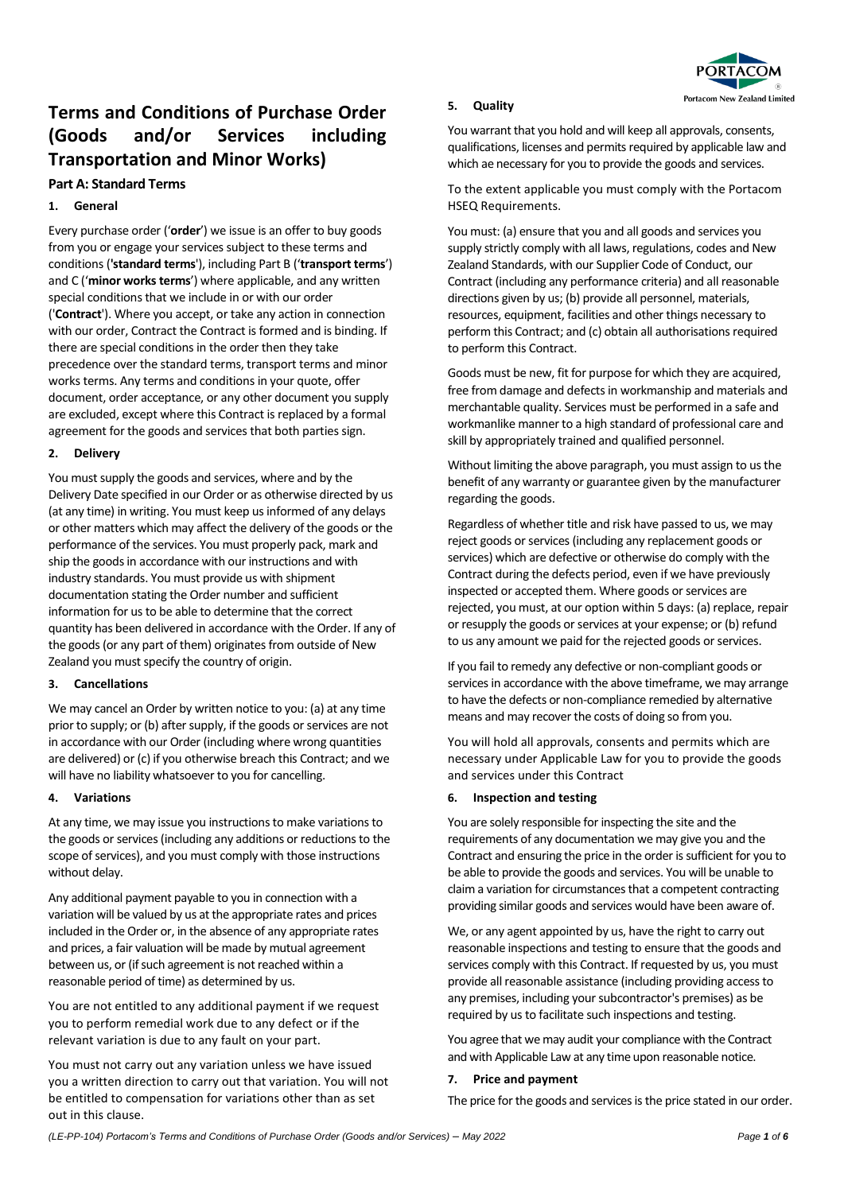# Terms and Conditions of Purchase Order (Goods and/or Services including Transportation and Minor Works)

## Part A: Standard Terms

### 1. General

Every purchase order ('**order**') we issue is an offer to buy goods from you or engage your services subject to these terms and conditions (**'standard terms**'), including Part B ('**transport terms**') and C ('**minor works terms**') where applicable, and any written special conditions that we include in or with our order ('**Contract**'). Where you accept, or take any action in connection with our order, Contract the Contract is formed and is binding. If there are special conditions in the order then they take precedence over the standard terms, transport terms and minor works terms. Any terms and conditions in your quote, offer document, order acceptance, or any other document you supply are excluded, except where this Contract is replaced by a formal agreement for the goods and services that both parties sign.

### 2. Delivery

You must supply the goods and services, where and by the Delivery Date specified in our Order or as otherwise directed by us (at any time) in writing. You must keep us informed of any delays or other matters which may affect the delivery of the goods or the performance of the services. You must properly pack, mark and ship the goods in accordance with our instructions and with industry standards. You must provide us with shipment documentation stating the Order number and sufficient information for us to be able to determine that the correct quantity has been delivered in accordance with the Order. If any of the goods (or any part of them) originates from outside of New Zealand you must specify the country of origin.

### 3. Cancellations

We may cancel an Order by written notice to you: (a) at any time prior to supply; or (b) after supply, if the goods or services are not in accordance with our Order (including where wrong quantities are delivered) or (c) if you otherwise breach this Contract; and we will have no liability whatsoever to you for cancelling.

### 4. Variations

At any time, we may issue you instructions to make variations to the goods or services (including any additions or reductions to the scope of services), and you must comply with those instructions without delay.

Any additional payment payable to you in connection with a variation will be valued by us at the appropriate rates and prices included in the Order or, in the absence of any appropriate rates and prices, a fair valuation will be made by mutual agreement between us, or (if such agreement is not reached within a reasonable period of time) as determined by us.

You are not entitled to any additional payment if we request you to perform remedial work due to any defect or if the relevant variation is due to any fault on your part.

You must not carry out any variation unless we have issued you a written direction to carry out that variation. You will not be entitled to compensation for variations other than as set out in this clause.

### 5. Quality

You warrant that you hold and will keep all approvals, consents, qualifications, licenses and permits required by applicable law and which ae necessary for you to provide the goods and services.

To the extent applicable you must comply with the Portacom HSEQ Requirements.

You must: (a) ensure that you and all goods and services you supply strictly comply with all laws, regulations, codes and New Zealand Standards, with our Supplier Code of Conduct, our Contract (including any performance criteria) and all reasonable directions given by us; (b) provide all personnel, materials, resources, equipment, facilities and other things necessary to perform this Contract; and (c) obtain all authorisations required to perform this Contract.

Goods must be new, fit for purpose for which they are acquired, free from damage and defects in workmanship and materials and merchantable quality. Services must be performed in a safe and workmanlike manner to a high standard of professional care and skill by appropriately trained and qualified personnel.

Without limiting the above paragraph, you must assign to us the benefit of any warranty or guarantee given by the manufacturer regarding the goods.

Regardless of whether title and risk have passed to us, we may reject goods or services (including any replacement goods or services) which are defective or otherwise do comply with the Contract during the defects period, even if we have previously inspected or accepted them. Where goods or services are rejected, you must, at our option within 5 days: (a) replace, repair or resupply the goods or services at your expense; or (b) refund to us any amount we paid for the rejected goods or services.

If you fail to remedy any defective or non-compliant goods or services in accordance with the above timeframe, we may arrange to have the defects or non-compliance remedied by alternative means and may recover the costs of doing so from you.

You will hold all approvals, consents and permits which are necessary under Applicable Law for you to provide the goods and services under this Contract

### 6. Inspection and testing

You are solely responsible for inspecting the site and the requirements of any documentation we may give you and the Contract and ensuring the price in the order is sufficient for you to be able to provide the goods and services. You will be unable to claim a variation for circumstances that a competent contracting providing similar goods and services would have been aware of.

We, or any agent appointed by us, have the right to carry out reasonable inspections and testing to ensure that the goods and services comply with this Contract. If requested by us, you must provide all reasonable assistance (including providing access to any premises, including your subcontractor's premises) as be required by us to facilitate such inspections and testing.

You agree that we may audit your compliance with the Contract and with Applicable Law at any time upon reasonable notice.

### 7. Price and payment

The price for the goods and services is the price stated in our order.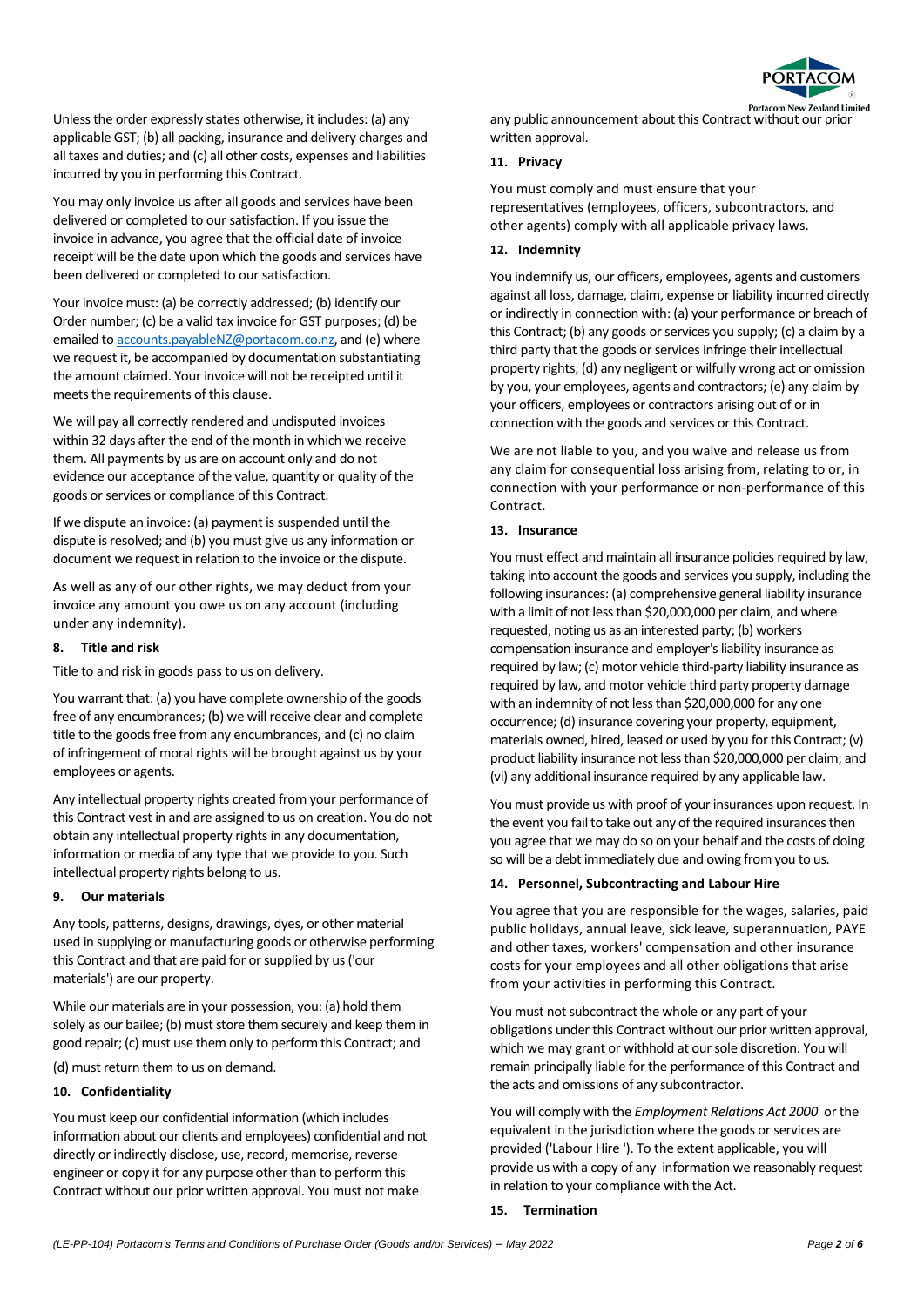Unless the order expressly states otherwise, it includes: (a) any applicable GST; (b) all packing, insurance and delivery charges and all taxes and duties; and (c) all other costs, expenses and liabilities incurred by you in performing this Contract.

You may only invoice us after all goods and services have been delivered or completed to our satisfaction. If you issue the invoice in advance, you agree that the official date of invoice receipt will be the date upon which the goods and services have been delivered or completed to our satisfaction.

Your invoice must: (a) be correctly addressed; (b) identify our Order number; (c) be a valid tax invoice for GST purposes; (d) be emailed to accounts.payableNZ@portacom.co.nz, and (e) where we request it, be accompanied by documentation substantiating the amount claimed. Your invoice will not be receipted until it meets the requirements of this clause.

We will pay all correctly rendered and undisputed invoices within 32 days after the end of the month in which we receive them. All payments by us are on account only and do not evidence our acceptance of the value, quantity or quality of the goods or services or compliance of this Contract.

If we dispute an invoice: (a) payment is suspended until the dispute is resolved; and (b) you must give us any information or document we request in relation to the invoice or the dispute.

As well as any of our other rights, we may deduct from your invoice any amount you owe us on any account (including under any indemnity).

#### 8. Title and risk

Title to and risk in goods pass to us on delivery.

You warrant that: (a) you have complete ownership of the goods free of any encumbrances; (b) we will receive clear and complete title to the goods free from any encumbrances, and (c) no claim of infringement of moral rights will be brought against us by your employees or agents.

Any intellectual property rights created from your performance of this Contract vest in and are assigned to us on creation. You do not obtain any intellectual property rights in any documentation, information or media of any type that we provide to you. Such intellectual property rights belong to us.

#### 9. Our materials

Any tools, patterns, designs, drawings, dyes, or other material used in supplying or manufacturing goods or otherwise performing this Contract and that are paid for or supplied by us ('our materials') are our property.

While our materials are in your possession, you: (a) hold them solely as our bailee; (b) must store them securely and keep them in good repair; (c) must use them only to perform this Contract; and

(d) must return them to us on demand.

#### 10. Confidentiality

You must keep our confidential information (which includes information about our clients and employees) confidential and not directly or indirectly disclose, use, record, memorise, reverse engineer or copy it for any purpose other than to perform this Contract without our prior written approval. You must not make any public announcement about this Contract without our prior written approval.

#### 11. Privacy

You must comply and must ensure that your representatives (employees, officers, subcontractors, and other agents) comply with all applicable privacy laws.

#### 12. Indemnity

You indemnify us, our officers, employees, agents and customers against all loss, damage, claim, expense or liability incurred directly or indirectly in connection with: (a) your performance or breach of this Contract; (b) any goods or services you supply; (c) a claim by a third party that the goods or services infringe their intellectual property rights; (d) any negligent or wilfully wrong act or omission by you, your employees, agents and contractors; (e) any claim by your officers, employees or contractors arising out of or in connection with the goods and services or this Contract.

We are not liable to you, and you waive and release us from any claim for consequential loss arising from, relating to or, in connection with your performance or non-performance of this Contract.

#### 13. Insurance

You must effect and maintain all insurance policies required by law, taking into account the goods and services you supply, including the following insurances: (a) comprehensive general liability insurance with a limit of not less than $20,000,000 per claim, and where requested, noting us as an interested party; (b) workers compensation insurance and employer's liability insurance as required by law; (c) motor vehicle third-party liability insurance as required by law, and motor vehicle third party property damage with an indemnity of not less than $20,000,000 for any one occurrence; (d) insurance covering your property, equipment, materials owned, hired, leased or used by you for this Contract; (v) product liability insurance not less than $20,000,000 per claim; and (vi) any additional insurance required by any applicable law.

You must provide us with proof of your insurances upon request. In the event you fail to take out any of the required insurances then you agree that we may do so on your behalf and the costs of doing so will be a debt immediately due and owing from you to us.

#### 14. Personnel, Subcontracting and Labour Hire

You agree that you are responsible for the wages, salaries, paid public holidays, annual leave, sick leave, superannuation, PAYE and other taxes, workers' compensation and other insurance costs for your employees and all other obligations that arise from your activities in performing this Contract.

You must not subcontract the whole or any part of your obligations under this Contract without our prior written approval, which we may grant or withhold at our sole discretion. You will remain principally liable for the performance of this Contract and the acts and omissions of any subcontractor.

You will comply with the *Employment Relations Act 2000* or the equivalent in the jurisdiction where the goods or services are provided ('Labour Hire '). To the extent applicable, you will provide us with a copy of any information we reasonably request in relation to your compliance with the Act.

#### 15. Termination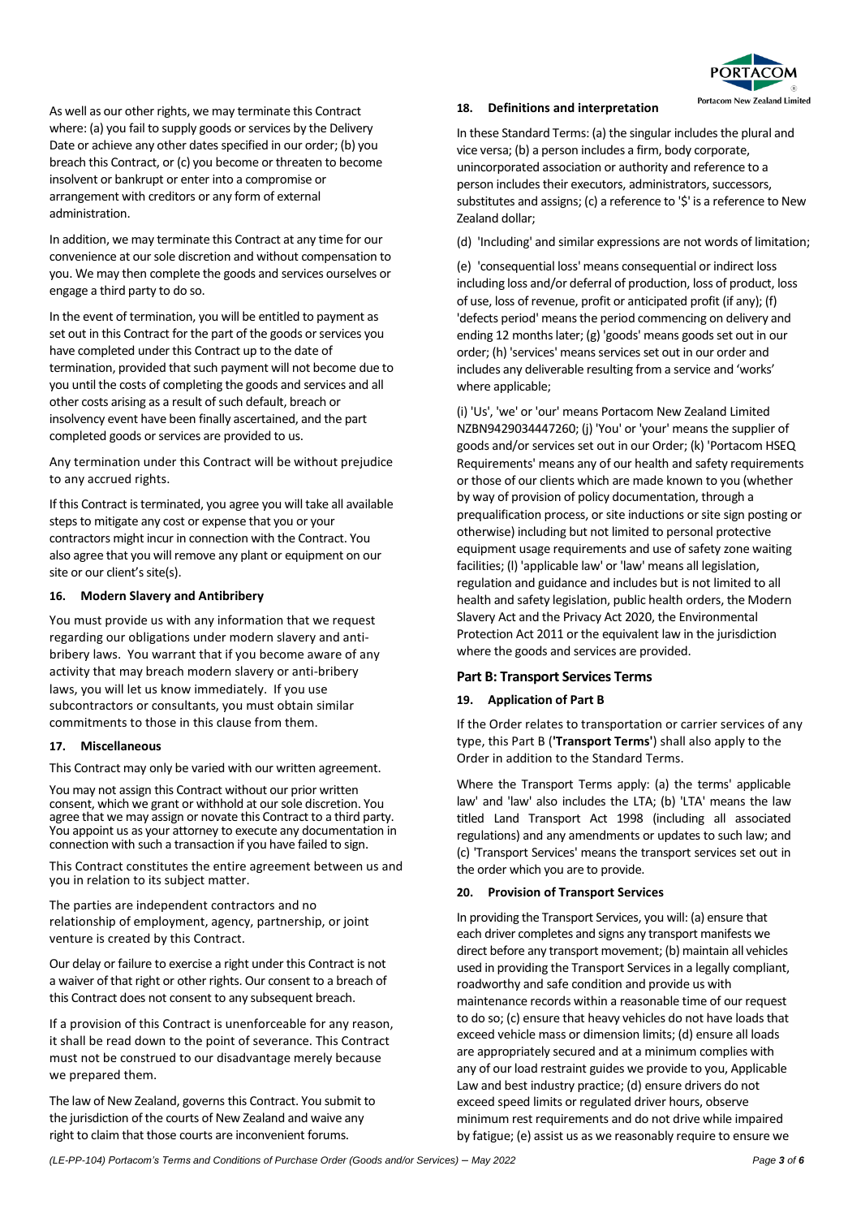As well as our other rights, we may terminate this Contract where: (a) you fail to supply goods or services by the Delivery Date or achieve any other dates specified in our order; (b) you breach this Contract, or (c) you become or threaten to become insolvent or bankrupt or enter into a compromise or arrangement with creditors or any form of external administration.

In addition, we may terminate this Contract at any time for our convenience at our sole discretion and without compensation to you. We may then complete the goods and services ourselves or engage a third party to do so.

In the event of termination, you will be entitled to payment as set out in this Contract for the part of the goods or services you have completed under this Contract up to the date of termination, provided that such payment will not become due to you until the costs of completing the goods and services and all other costs arising as a result of such default, breach or insolvency event have been finally ascertained, and the part completed goods or services are provided to us.

Any termination under this Contract will be without prejudice to any accrued rights.

If this Contract is terminated, you agree you will take all available steps to mitigate any cost or expense that you or your contractors might incur in connection with the Contract. You also agree that you will remove any plant or equipment on our site or our client's site(s).

### 16. Modern Slavery and Antibribery

You must provide us with any information that we request regarding our obligations under modern slavery and anti-bribery laws. You warrant that if you become aware of any activity that may breach modern slavery or anti-bribery laws, you will let us know immediately. If you use subcontractors or consultants, you must obtain similar commitments to those in this clause from them.

### 17. Miscellaneous

This Contract may only be varied with our written agreement.

You may not assign this Contract without our prior written consent, which we grant or withhold at our sole discretion. You agree that we may assign or novate this Contract to a third party. You appoint us as your attorney to execute any documentation in connection with such a transaction if you have failed to sign.

This Contract constitutes the entire agreement between us and you in relation to its subject matter.

The parties are independent contractors and no relationship of employment, agency, partnership, or joint venture is created by this Contract.

Our delay or failure to exercise a right under this Contract is not a waiver of that right or other rights. Our consent to a breach of this Contract does not consent to any subsequent breach.

If a provision of this Contract is unenforceable for any reason, it shall be read down to the point of severance. This Contract must not be construed to our disadvantage merely because we prepared them.

The law of New Zealand, governs this Contract. You submit to the jurisdiction of the courts of New Zealand and waive any right to claim that those courts are inconvenient forums.

### 18. Definitions and interpretation

In these Standard Terms: (a) the singular includes the plural and vice versa; (b) a person includes a firm, body corporate, unincorporated association or authority and reference to a person includes their executors, administrators, successors, substitutes and assigns; (c) a reference to '$' is a reference to New Zealand dollar;

(d) 'Including' and similar expressions are not words of limitation;

(e) 'consequential loss' means consequential or indirect loss including loss and/or deferral of production, loss of product, loss of use, loss of revenue, profit or anticipated profit (if any); (f) 'defects period' means the period commencing on delivery and ending 12 months later; (g) 'goods' means goods set out in our order; (h) 'services' means services set out in our order and includes any deliverable resulting from a service and 'works' where applicable;

(i) 'Us', 'we' or 'our' means Portacom New Zealand Limited NZBN9429034447260; (j) 'You' or 'your' means the supplier of goods and/or services set out in our Order; (k) 'Portacom HSEQ Requirements' means any of our health and safety requirements or those of our clients which are made known to you (whether by way of provision of policy documentation, through a prequalification process, or site inductions or site sign posting or otherwise) including but not limited to personal protective equipment usage requirements and use of safety zone waiting facilities; (l) 'applicable law' or 'law' means all legislation, regulation and guidance and includes but is not limited to all health and safety legislation, public health orders, the Modern Slavery Act and the Privacy Act 2020, the Environmental Protection Act 2011 or the equivalent law in the jurisdiction where the goods and services are provided.

## Part B: Transport Services Terms

### 19. Application of Part B

If the Order relates to transportation or carrier services of any type, this Part B (**'Transport Terms'**) shall also apply to the Order in addition to the Standard Terms.

Where the Transport Terms apply: (a) the terms' applicable law' and 'law' also includes the LTA; (b) 'LTA' means the law titled Land Transport Act 1998 (including all associated regulations) and any amendments or updates to such law; and (c) 'Transport Services' means the transport services set out in the order which you are to provide.

### 20. Provision of Transport Services

In providing the Transport Services, you will: (a) ensure that each driver completes and signs any transport manifests we direct before any transport movement; (b) maintain all vehicles used in providing the Transport Services in a legally compliant, roadworthy and safe condition and provide us with maintenance records within a reasonable time of our request to do so; (c) ensure that heavy vehicles do not have loads that exceed vehicle mass or dimension limits; (d) ensure all loads are appropriately secured and at a minimum complies with any of our load restraint guides we provide to you, Applicable Law and best industry practice; (d) ensure drivers do not exceed speed limits or regulated driver hours, observe minimum rest requirements and do not drive while impaired by fatigue; (e) assist us as we reasonably require to ensure we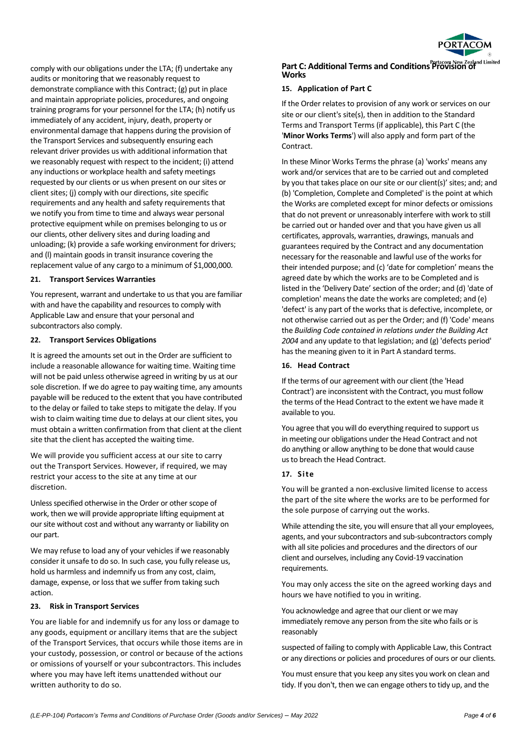comply with our obligations under the LTA; (f) undertake any audits or monitoring that we reasonably request to demonstrate compliance with this Contract; (g) put in place and maintain appropriate policies, procedures, and ongoing training programs for your personnel for the LTA; (h) notify us immediately of any accident, injury, death, property or environmental damage that happens during the provision of the Transport Services and subsequently ensuring each relevant driver provides us with additional information that we reasonably request with respect to the incident; (i) attend any inductions or workplace health and safety meetings requested by our clients or us when present on our sites or client sites; (j) comply with our directions, site specific requirements and any health and safety requirements that we notify you from time to time and always wear personal protective equipment while on premises belonging to us or our clients, other delivery sites and during loading and unloading; (k) provide a safe working environment for drivers; and (l) maintain goods in transit insurance covering the replacement value of any cargo to a minimum of $1,000,000.

### 21. Transport Services Warranties

You represent, warrant and undertake to us that you are familiar with and have the capability and resources to comply with Applicable Law and ensure that your personal and subcontractors also comply.

### 22. Transport Services Obligations

It is agreed the amounts set out in the Order are sufficient to include a reasonable allowance for waiting time. Waiting time will not be paid unless otherwise agreed in writing by us at our sole discretion. If we do agree to pay waiting time, any amounts payable will be reduced to the extent that you have contributed to the delay or failed to take steps to mitigate the delay. If you wish to claim waiting time due to delays at our client sites, you must obtain a written confirmation from that client at the client site that the client has accepted the waiting time.

We will provide you sufficient access at our site to carry out the Transport Services. However, if required, we may restrict your access to the site at any time at our discretion.

Unless specified otherwise in the Order or other scope of work, then we will provide appropriate lifting equipment at our site without cost and without any warranty or liability on our part.

We may refuse to load any of your vehicles if we reasonably consider it unsafe to do so. In such case, you fully release us, hold us harmless and indemnify us from any cost, claim, damage, expense, or loss that we suffer from taking such action.

### 23. Risk in Transport Services

You are liable for and indemnify us for any loss or damage to any goods, equipment or ancillary items that are the subject of the Transport Services, that occurs while those items are in your custody, possession, or control or because of the actions or omissions of yourself or your subcontractors. This includes where you may have left items unattended without our written authority to do so.

## Part C: Additional Terms and Conditions Provision of Works

### 15. Application of Part C

If the Order relates to provision of any work or services on our site or our client's site(s), then in addition to the Standard Terms and Transport Terms (if applicable), this Part C (the '**Minor Works Terms**') will also apply and form part of the Contract.

In these Minor Works Terms the phrase (a) 'works' means any work and/or services that are to be carried out and completed by you that takes place on our site or our client(s)' sites; and; and (b) 'Completion, Complete and Completed' is the point at which the Works are completed except for minor defects or omissions that do not prevent or unreasonably interfere with work to still be carried out or handed over and that you have given us all certificates, approvals, warranties, drawings, manuals and guarantees required by the Contract and any documentation necessary for the reasonable and lawful use of the works for their intended purpose; and (c) 'date for completion' means the agreed date by which the works are to be Completed and is listed in the 'Delivery Date' section of the order; and (d) 'date of completion' means the date the works are completed; and (e) 'defect' is any part of the works that is defective, incomplete, or not otherwise carried out as per the Order; and (f) 'Code' means the *Building Code contained in relations under the Building Act 2004* and any update to that legislation; and (g) 'defects period' has the meaning given to it in Part A standard terms.

### 16. Head Contract

If the terms of our agreement with our client (the 'Head Contract') are inconsistent with the Contract, you must follow the terms of the Head Contract to the extent we have made it available to you.

You agree that you will do everything required to support us in meeting our obligations under the Head Contract and not do anything or allow anything to be done that would cause us to breach the Head Contract.

### 17. Site

You will be granted a non-exclusive limited license to access the part of the site where the works are to be performed for the sole purpose of carrying out the works.

While attending the site, you will ensure that all your employees, agents, and your subcontractors and sub-subcontractors comply with all site policies and procedures and the directors of our client and ourselves, including any Covid-19 vaccination requirements.

You may only access the site on the agreed working days and hours we have notified to you in writing.

You acknowledge and agree that our client or we may immediately remove any person from the site who fails or is reasonably

suspected of failing to comply with Applicable Law, this Contract or any directions or policies and procedures of ours or our clients.

You must ensure that you keep any sites you work on clean and tidy. If you don't, then we can engage others to tidy up, and the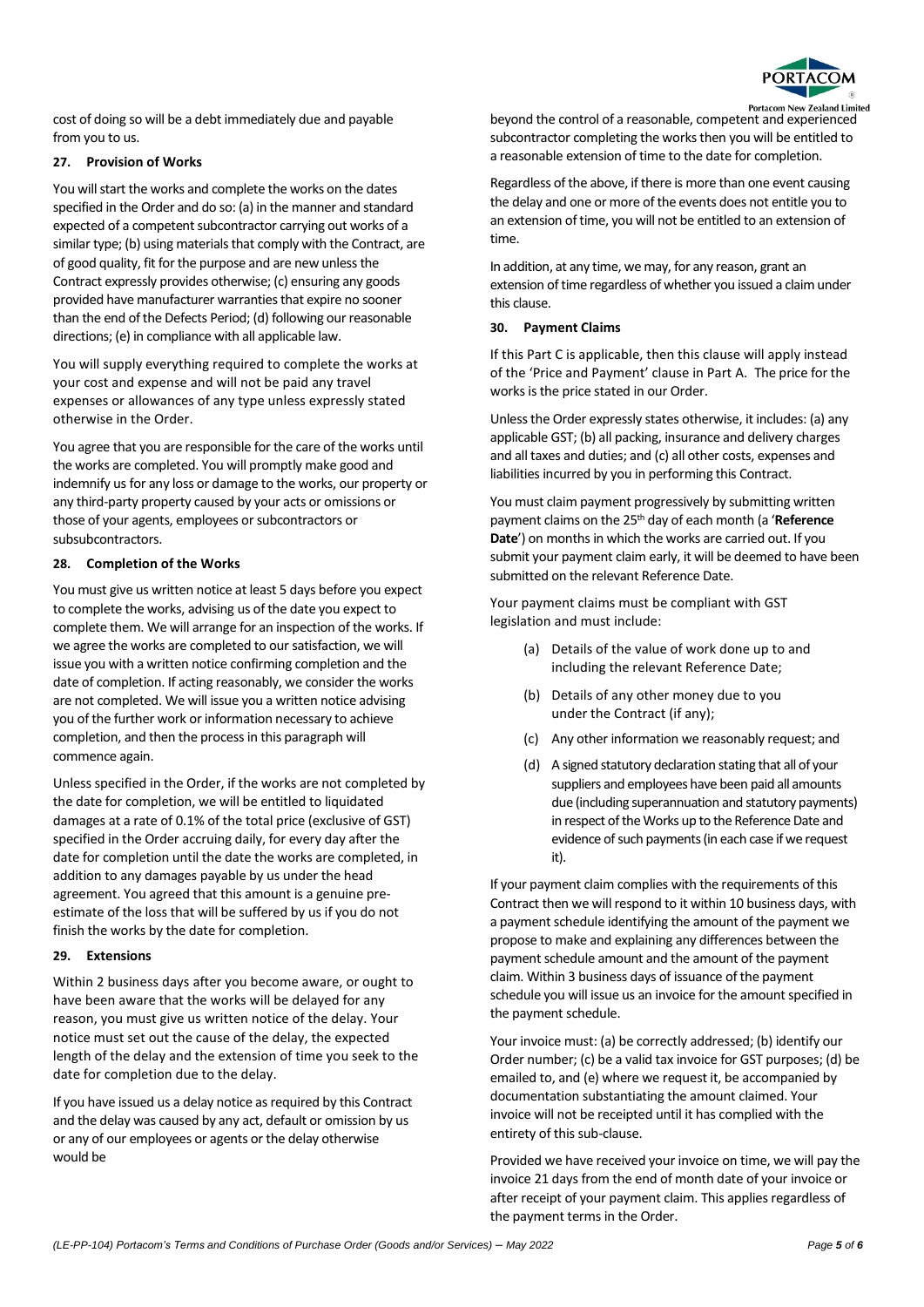cost of doing so will be a debt immediately due and payable from you to us.

### 27. Provision of Works

You will start the works and complete the works on the dates specified in the Order and do so: (a) in the manner and standard expected of a competent subcontractor carrying out works of a similar type; (b) using materials that comply with the Contract, are of good quality, fit for the purpose and are new unless the Contract expressly provides otherwise; (c) ensuring any goods provided have manufacturer warranties that expire no sooner than the end of the Defects Period; (d) following our reasonable directions; (e) in compliance with all applicable law.

You will supply everything required to complete the works at your cost and expense and will not be paid any travel expenses or allowances of any type unless expressly stated otherwise in the Order.

You agree that you are responsible for the care of the works until the works are completed. You will promptly make good and indemnify us for any loss or damage to the works, our property or any third-party property caused by your acts or omissions or those of your agents, employees or subcontractors or subsubcontractors.

### 28. Completion of the Works

You must give us written notice at least 5 days before you expect to complete the works, advising us of the date you expect to complete them. We will arrange for an inspection of the works. If we agree the works are completed to our satisfaction, we will issue you with a written notice confirming completion and the date of completion. If acting reasonably, we consider the works are not completed. We will issue you a written notice advising you of the further work or information necessary to achieve completion, and then the process in this paragraph will commence again.

Unless specified in the Order, if the works are not completed by the date for completion, we will be entitled to liquidated damages at a rate of 0.1% of the total price (exclusive of GST) specified in the Order accruing daily, for every day after the date for completion until the date the works are completed, in addition to any damages payable by us under the head agreement. You agreed that this amount is a genuine pre-estimate of the loss that will be suffered by us if you do not finish the works by the date for completion.

### 29. Extensions

Within 2 business days after you become aware, or ought to have been aware that the works will be delayed for any reason, you must give us written notice of the delay. Your notice must set out the cause of the delay, the expected length of the delay and the extension of time you seek to the date for completion due to the delay.

If you have issued us a delay notice as required by this Contract and the delay was caused by any act, default or omission by us or any of our employees or agents or the delay otherwise would be beyond the control of a reasonable, competent and experienced subcontractor completing the works then you will be entitled to a reasonable extension of time to the date for completion.

Regardless of the above, if there is more than one event causing the delay and one or more of the events does not entitle you to an extension of time, you will not be entitled to an extension of time.

In addition, at any time, we may, for any reason, grant an extension of time regardless of whether you issued a claim under this clause.

### 30. Payment Claims

If this Part C is applicable, then this clause will apply instead of the 'Price and Payment' clause in Part A. The price for the works is the price stated in our Order.

Unless the Order expressly states otherwise, it includes: (a) any applicable GST; (b) all packing, insurance and delivery charges and all taxes and duties; and (c) all other costs, expenses and liabilities incurred by you in performing this Contract.

You must claim payment progressively by submitting written payment claims on the 25th day of each month (a '**Reference Date**') on months in which the works are carried out. If you submit your payment claim early, it will be deemed to have been submitted on the relevant Reference Date.

Your payment claims must be compliant with GST legislation and must include:

(a) Details of the value of work done up to and including the relevant Reference Date;

(b) Details of any other money due to you under the Contract (if any);

(c) Any other information we reasonably request; and

(d) A signed statutory declaration stating that all of your suppliers and employees have been paid all amounts due (including superannuation and statutory payments) in respect of the Works up to the Reference Date and evidence of such payments (in each case if we request it).

If your payment claim complies with the requirements of this Contract then we will respond to it within 10 business days, with a payment schedule identifying the amount of the payment we propose to make and explaining any differences between the payment schedule amount and the amount of the payment claim. Within 3 business days of issuance of the payment schedule you will issue us an invoice for the amount specified in the payment schedule.

Your invoice must: (a) be correctly addressed; (b) identify our Order number; (c) be a valid tax invoice for GST purposes; (d) be emailed to, and (e) where we request it, be accompanied by documentation substantiating the amount claimed. Your invoice will not be receipted until it has complied with the entirety of this sub-clause.

Provided we have received your invoice on time, we will pay the invoice 21 days from the end of month date of your invoice or after receipt of your payment claim. This applies regardless of the payment terms in the Order.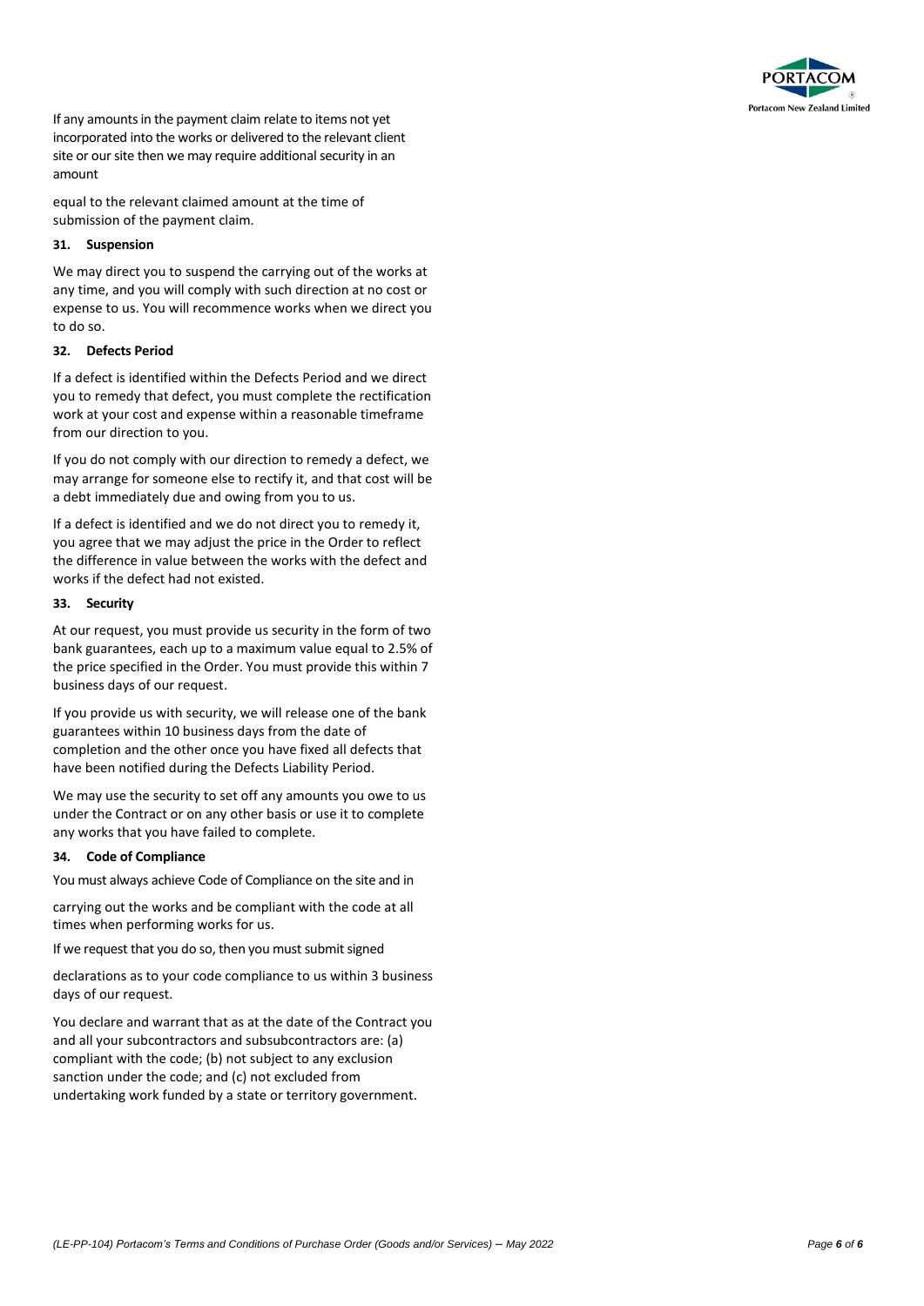If any amounts in the payment claim relate to items not yet incorporated into the works or delivered to the relevant client site or our site then we may require additional security in an amount

equal to the relevant claimed amount at the time of submission of the payment claim.

**31. Suspension**

We may direct you to suspend the carrying out of the works at any time, and you will comply with such direction at no cost or expense to us. You will recommence works when we direct you to do so.

**32. Defects Period**

If a defect is identified within the Defects Period and we direct you to remedy that defect, you must complete the rectification work at your cost and expense within a reasonable timeframe from our direction to you.

If you do not comply with our direction to remedy a defect, we may arrange for someone else to rectify it, and that cost will be a debt immediately due and owing from you to us.

If a defect is identified and we do not direct you to remedy it, you agree that we may adjust the price in the Order to reflect the difference in value between the works with the defect and works if the defect had not existed.

**33. Security**

At our request, you must provide us security in the form of two bank guarantees, each up to a maximum value equal to 2.5% of the price specified in the Order. You must provide this within 7 business days of our request.

If you provide us with security, we will release one of the bank guarantees within 10 business days from the date of completion and the other once you have fixed all defects that have been notified during the Defects Liability Period.

We may use the security to set off any amounts you owe to us under the Contract or on any other basis or use it to complete any works that you have failed to complete.

**34. Code of Compliance**

You must always achieve Code of Compliance on the site and in

carrying out the works and be compliant with the code at all times when performing works for us.

If we request that you do so, then you must submit signed

declarations as to your code compliance to us within 3 business days of our request.

You declare and warrant that as at the date of the Contract you and all your subcontractors and subsubcontractors are: (a) compliant with the code; (b) not subject to any exclusion sanction under the code; and (c) not excluded from undertaking work funded by a state or territory government.